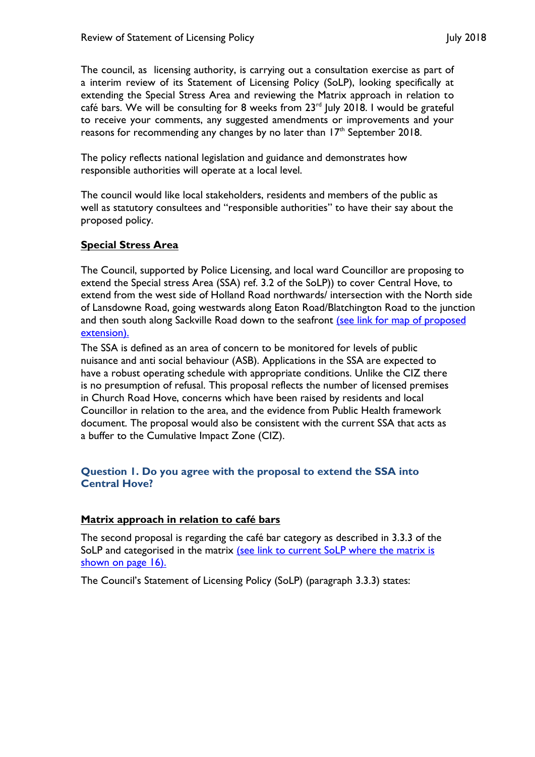The council, as licensing authority, is carrying out a consultation exercise as part of a interim review of its Statement of Licensing Policy (SoLP), looking specifically at extending the Special Stress Area and reviewing the Matrix approach in relation to café bars. We will be consulting for 8 weeks from 23rd July 2018. I would be grateful to receive your comments, any suggested amendments or improvements and your reasons for recommending any changes by no later than 17th September 2018.

The policy reflects national legislation and guidance and demonstrates how responsible authorities will operate at a local level.

The council would like local stakeholders, residents and members of the public as well as statutory consultees and "responsible authorities" to have their say about the proposed policy.

**Special Stress Area**

The Council, supported by Police Licensing, and local ward Councillor are proposing to extend the Special stress Area (SSA) ref. 3.2 of the SoLP)) to cover Central Hove, to extend from the west side of Holland Road northwards/ intersection with the North side of Lansdowne Road, going westwards along Eaton Road/Blatchington Road to the junction and then south along Sackville Road down to the seafront (see link for map of proposed extension).

The SSA is defined as an area of concern to be monitored for levels of public nuisance and anti social behaviour (ASB). Applications in the SSA are expected to have a robust operating schedule with appropriate conditions. Unlike the CIZ there is no presumption of refusal. This proposal reflects the number of licensed premises in Church Road Hove, concerns which have been raised by residents and local Councillor in relation to the area, and the evidence from Public Health framework document. The proposal would also be consistent with the current SSA that acts as a buffer to the Cumulative Impact Zone (CIZ).

### Question 1. Do you agree with the proposal to extend the SSA into Central Hove?

**Matrix approach in relation to café bars**

The second proposal is regarding the café bar category as described in 3.3.3 of the SoLP and categorised in the matrix (see link to current SoLP where the matrix is shown on page 16).

The Council's Statement of Licensing Policy (SoLP) (paragraph 3.3.3) states: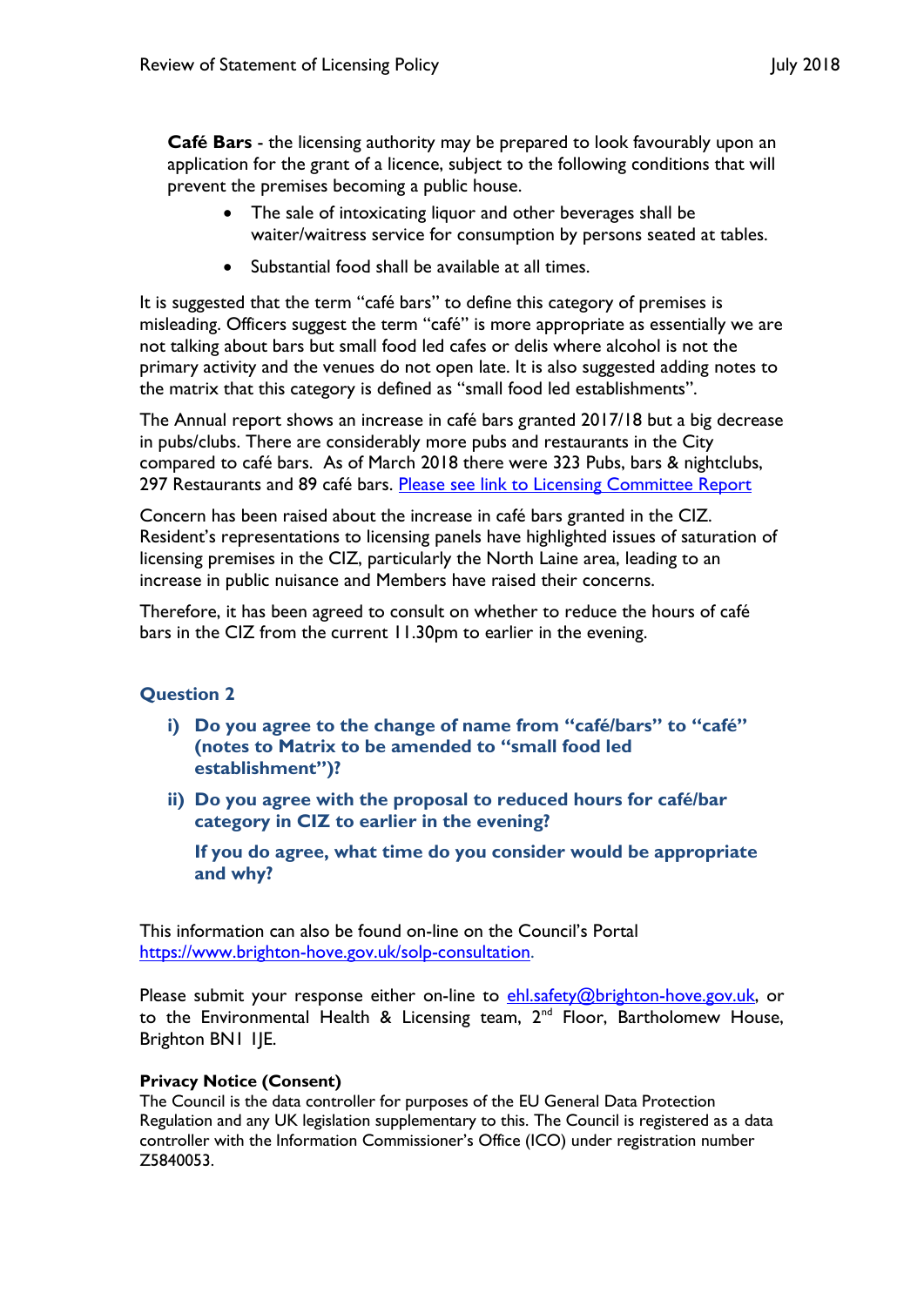**Café Bars** - the licensing authority may be prepared to look favourably upon an application for the grant of a licence, subject to the following conditions that will prevent the premises becoming a public house.

- The sale of intoxicating liquor and other beverages shall be waiter/waitress service for consumption by persons seated at tables.
- Substantial food shall be available at all times.

It is suggested that the term "café bars" to define this category of premises is misleading. Officers suggest the term "café" is more appropriate as essentially we are not talking about bars but small food led cafes or delis where alcohol is not the primary activity and the venues do not open late. It is also suggested adding notes to the matrix that this category is defined as "small food led establishments".

The Annual report shows an increase in café bars granted 2017/18 but a big decrease in pubs/clubs. There are considerably more pubs and restaurants in the City compared to café bars. As of March 2018 there were 323 Pubs, bars & nightclubs, 297 Restaurants and 89 café bars. [Please see link to Licensing Committee Report]

Concern has been raised about the increase in café bars granted in the CIZ. Resident's representations to licensing panels have highlighted issues of saturation of licensing premises in the CIZ, particularly the North Laine area, leading to an increase in public nuisance and Members have raised their concerns.

Therefore, it has been agreed to consult on whether to reduce the hours of café bars in the CIZ from the current 11.30pm to earlier in the evening.

## Question 2

**i) Do you agree to the change of name from "café/bars" to "café" (notes to Matrix to be amended to "small food led establishment")?**

**ii) Do you agree with the proposal to reduced hours for café/bar category in CIZ to earlier in the evening?**

**If you do agree, what time do you consider would be appropriate and why?**

This information can also be found on-line on the Council's Portal https://www.brighton-hove.gov.uk/solp-consultation.

Please submit your response either on-line to ehl.safety@brighton-hove.gov.uk, or to the Environmental Health & Licensing team, 2nd Floor, Bartholomew House, Brighton BN1 1JE.

**Privacy Notice (Consent)**
The Council is the data controller for purposes of the EU General Data Protection Regulation and any UK legislation supplementary to this. The Council is registered as a data controller with the Information Commissioner's Office (ICO) under registration number Z5840053.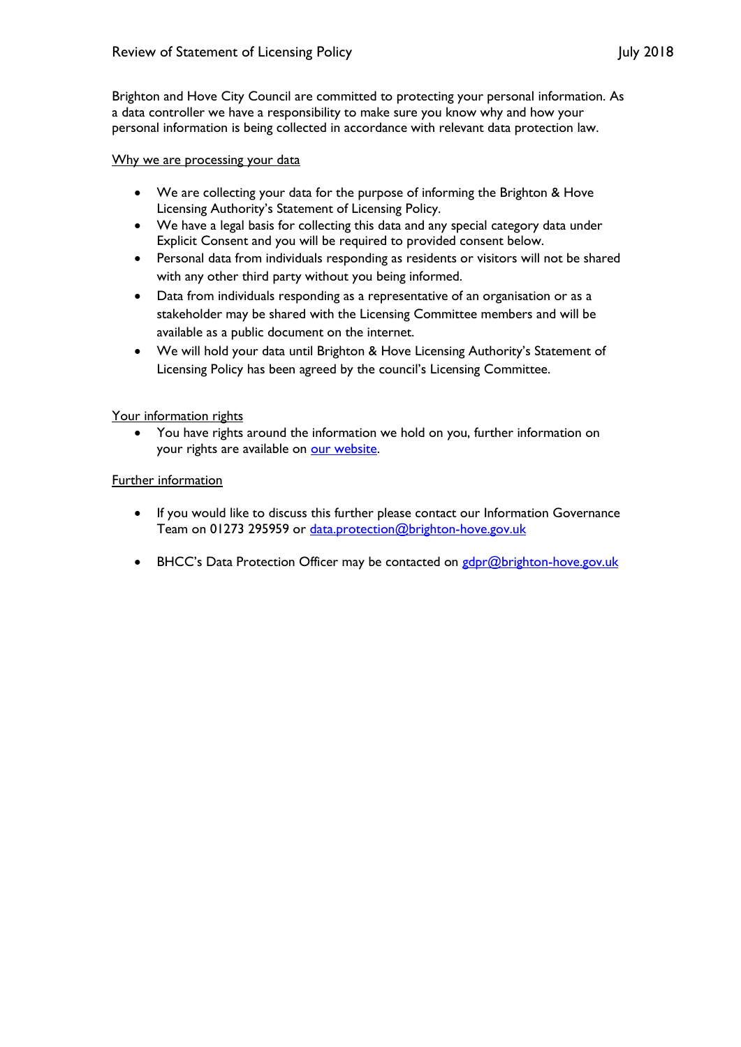Brighton and Hove City Council are committed to protecting your personal information. As a data controller we have a responsibility to make sure you know why and how your personal information is being collected in accordance with relevant data protection law.

Why we are processing your data

- We are collecting your data for the purpose of informing the Brighton & Hove Licensing Authority's Statement of Licensing Policy.
- We have a legal basis for collecting this data and any special category data under Explicit Consent and you will be required to provided consent below.
- Personal data from individuals responding as residents or visitors will not be shared with any other third party without you being informed.
- Data from individuals responding as a representative of an organisation or as a stakeholder may be shared with the Licensing Committee members and will be available as a public document on the internet.
- We will hold your data until Brighton & Hove Licensing Authority's Statement of Licensing Policy has been agreed by the council's Licensing Committee.

Your information rights

- You have rights around the information we hold on you, further information on your rights are available on our website.

Further information

- If you would like to discuss this further please contact our Information Governance Team on 01273 295959 or data.protection@brighton-hove.gov.uk

- BHCC's Data Protection Officer may be contacted on gdpr@brighton-hove.gov.uk